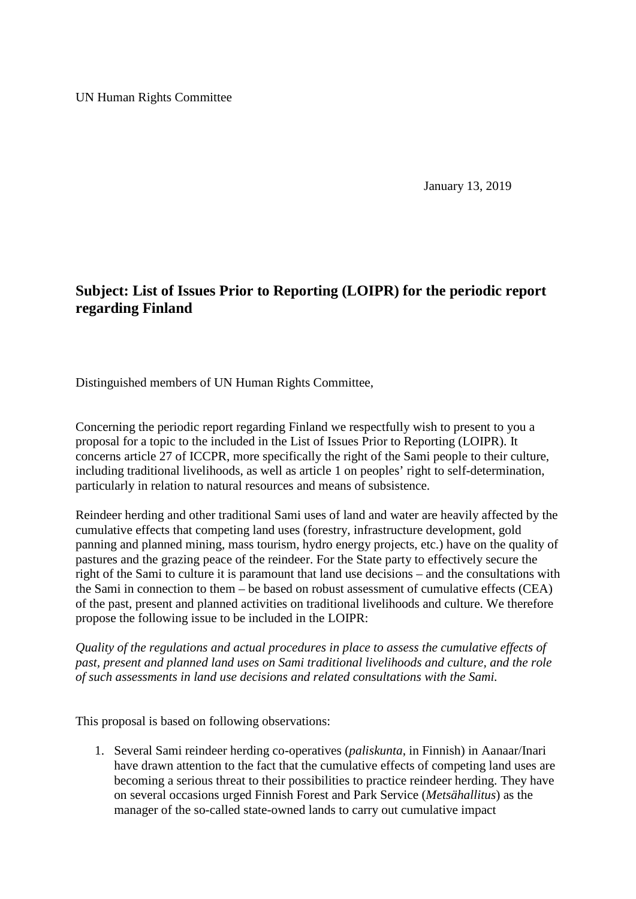UN Human Rights Committee

January 13, 2019

## Subject: List of Issues Prior to Reporting (LOIPR) for the periodic report regarding Finland

Distinguished members of UN Human Rights Committee,

Concerning the periodic report regarding Finland we respectfully wish to present to you a proposal for a topic to the included in the List of Issues Prior to Reporting (LOIPR). It concerns article 27 of ICCPR, more specifically the right of the Sami people to their culture, including traditional livelihoods, as well as article 1 on peoples' right to self-determination, particularly in relation to natural resources and means of subsistence.

Reindeer herding and other traditional Sami uses of land and water are heavily affected by the cumulative effects that competing land uses (forestry, infrastructure development, gold panning and planned mining, mass tourism, hydro energy projects, etc.) have on the quality of pastures and the grazing peace of the reindeer. For the State party to effectively secure the right of the Sami to culture it is paramount that land use decisions – and the consultations with the Sami in connection to them – be based on robust assessment of cumulative effects (CEA) of the past, present and planned activities on traditional livelihoods and culture. We therefore propose the following issue to be included in the LOIPR:

*Quality of the regulations and actual procedures in place to assess the cumulative effects of past, present and planned land uses on Sami traditional livelihoods and culture, and the role of such assessments in land use decisions and related consultations with the Sami.*

This proposal is based on following observations:

1. Several Sami reindeer herding co-operatives (*paliskunta*, in Finnish) in Aanaar/Inari have drawn attention to the fact that the cumulative effects of competing land uses are becoming a serious threat to their possibilities to practice reindeer herding. They have on several occasions urged Finnish Forest and Park Service (*Metsähallitus*) as the manager of the so-called state-owned lands to carry out cumulative impact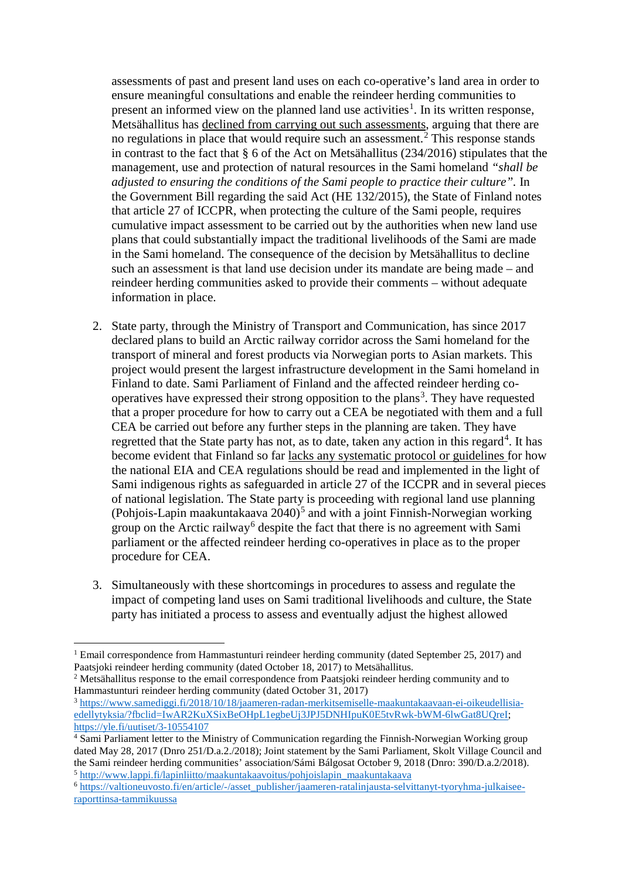assessments of past and present land uses on each co-operative's land area in order to ensure meaningful consultations and enable the reindeer herding communities to present an informed view on the planned land use activities[1]. In its written response, Metsähallitus has declined from carrying out such assessments, arguing that there are no regulations in place that would require such an assessment.[2] This response stands in contrast to the fact that § 6 of the Act on Metsähallitus (234/2016) stipulates that the management, use and protection of natural resources in the Sami homeland *"shall be adjusted to ensuring the conditions of the Sami people to practice their culture"*. In the Government Bill regarding the said Act (HE 132/2015), the State of Finland notes that article 27 of ICCPR, when protecting the culture of the Sami people, requires cumulative impact assessment to be carried out by the authorities when new land use plans that could substantially impact the traditional livelihoods of the Sami are made in the Sami homeland. The consequence of the decision by Metsähallitus to decline such an assessment is that land use decision under its mandate are being made – and reindeer herding communities asked to provide their comments – without adequate information in place.

2. State party, through the Ministry of Transport and Communication, has since 2017 declared plans to build an Arctic railway corridor across the Sami homeland for the transport of mineral and forest products via Norwegian ports to Asian markets. This project would present the largest infrastructure development in the Sami homeland in Finland to date. Sami Parliament of Finland and the affected reindeer herding co-operatives have expressed their strong opposition to the plans[3]. They have requested that a proper procedure for how to carry out a CEA be negotiated with them and a full CEA be carried out before any further steps in the planning are taken. They have regretted that the State party has not, as to date, taken any action in this regard[4]. It has become evident that Finland so far lacks any systematic protocol or guidelines for how the national EIA and CEA regulations should be read and implemented in the light of Sami indigenous rights as safeguarded in article 27 of the ICCPR and in several pieces of national legislation. The State party is proceeding with regional land use planning (Pohjois-Lapin maakuntakaava 2040)[5] and with a joint Finnish-Norwegian working group on the Arctic railway[6] despite the fact that there is no agreement with Sami parliament or the affected reindeer herding co-operatives in place as to the proper procedure for CEA.

3. Simultaneously with these shortcomings in procedures to assess and regulate the impact of competing land uses on Sami traditional livelihoods and culture, the State party has initiated a process to assess and eventually adjust the highest allowed

---

[1] Email correspondence from Hammastunturi reindeer herding community (dated September 25, 2017) and Paatsjoki reindeer herding community (dated October 18, 2017) to Metsähallitus.

[2] Metsähallitus response to the email correspondence from Paatsjoki reindeer herding community and to Hammastunturi reindeer herding community (dated October 31, 2017)

[3] https://www.samediggi.fi/2018/10/18/jaameren-radan-merkitsemiselle-maakuntakaavaan-ei-oikeudellisia-edellytyksia/?fbclid=IwAR2KuXSixBeOHpL1egbeUj3JPJ5DNHIpuK0E5tvRwk-bWM-6lwGat8UQreI; https://yle.fi/uutiset/3-10554107

[4] Sami Parliament letter to the Ministry of Communication regarding the Finnish-Norwegian Working group dated May 28, 2017 (Dnro 251/D.a.2./2018); Joint statement by the Sami Parliament, Skolt Village Council and the Sami reindeer herding communities' association/Sámi Bálgosat October 9, 2018 (Dnro: 390/D.a.2/2018).

[5] http://www.lappi.fi/lapinliitto/maakuntakaavoitus/pohjoislapin_maakuntakaava

[6] https://valtioneuvosto.fi/en/article/-/asset_publisher/jaameren-ratalinjausta-selvittanyt-tyoryhma-julkaisee-raporttinsa-tammikuussa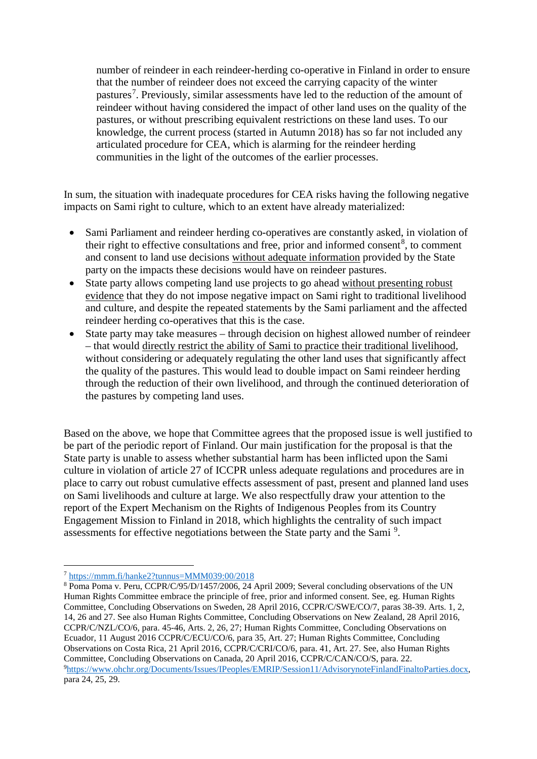number of reindeer in each reindeer-herding co-operative in Finland in order to ensure that the number of reindeer does not exceed the carrying capacity of the winter pastures[7]. Previously, similar assessments have led to the reduction of the amount of reindeer without having considered the impact of other land uses on the quality of the pastures, or without prescribing equivalent restrictions on these land uses. To our knowledge, the current process (started in Autumn 2018) has so far not included any articulated procedure for CEA, which is alarming for the reindeer herding communities in the light of the outcomes of the earlier processes.

In sum, the situation with inadequate procedures for CEA risks having the following negative impacts on Sami right to culture, which to an extent have already materialized:

- Sami Parliament and reindeer herding co-operatives are constantly asked, in violation of their right to effective consultations and free, prior and informed consent[8], to comment and consent to land use decisions <u>without adequate information</u> provided by the State party on the impacts these decisions would have on reindeer pastures.
- State party allows competing land use projects to go ahead <u>without presenting robust evidence</u> that they do not impose negative impact on Sami right to traditional livelihood and culture, and despite the repeated statements by the Sami parliament and the affected reindeer herding co-operatives that this is the case.
- State party may take measures – through decision on highest allowed number of reindeer – that would <u>directly restrict the ability of Sami to practice their traditional livelihood</u>, without considering or adequately regulating the other land uses that significantly affect the quality of the pastures. This would lead to double impact on Sami reindeer herding through the reduction of their own livelihood, and through the continued deterioration of the pastures by competing land uses.

Based on the above, we hope that Committee agrees that the proposed issue is well justified to be part of the periodic report of Finland. Our main justification for the proposal is that the State party is unable to assess whether substantial harm has been inflicted upon the Sami culture in violation of article 27 of ICCPR unless adequate regulations and procedures are in place to carry out robust cumulative effects assessment of past, present and planned land uses on Sami livelihoods and culture at large. We also respectfully draw your attention to the report of the Expert Mechanism on the Rights of Indigenous Peoples from its Country Engagement Mission to Finland in 2018, which highlights the centrality of such impact assessments for effective negotiations between the State party and the Sami [9].

---

[7] https://mmm.fi/hanke2?tunnus=MMM039:00/2018

[8] Poma Poma v. Peru, CCPR/C/95/D/1457/2006, 24 April 2009; Several concluding observations of the UN Human Rights Committee embrace the principle of free, prior and informed consent. See, eg. Human Rights Committee, Concluding Observations on Sweden, 28 April 2016, CCPR/C/SWE/CO/7, paras 38-39. Arts. 1, 2, 14, 26 and 27. See also Human Rights Committee, Concluding Observations on New Zealand, 28 April 2016, CCPR/C/NZL/CO/6, para. 45-46, Arts. 2, 26, 27; Human Rights Committee, Concluding Observations on Ecuador, 11 August 2016 CCPR/C/ECU/CO/6, para 35, Art. 27; Human Rights Committee, Concluding Observations on Costa Rica, 21 April 2016, CCPR/C/CRI/CO/6, para. 41, Art. 27. See, also Human Rights Committee, Concluding Observations on Canada, 20 April 2016, CCPR/C/CAN/CO/S, para. 22.

[9] https://www.ohchr.org/Documents/Issues/IPeoples/EMRIP/Session11/AdvisorynoteFinlandFinaltoParties.docx, para 24, 25, 29.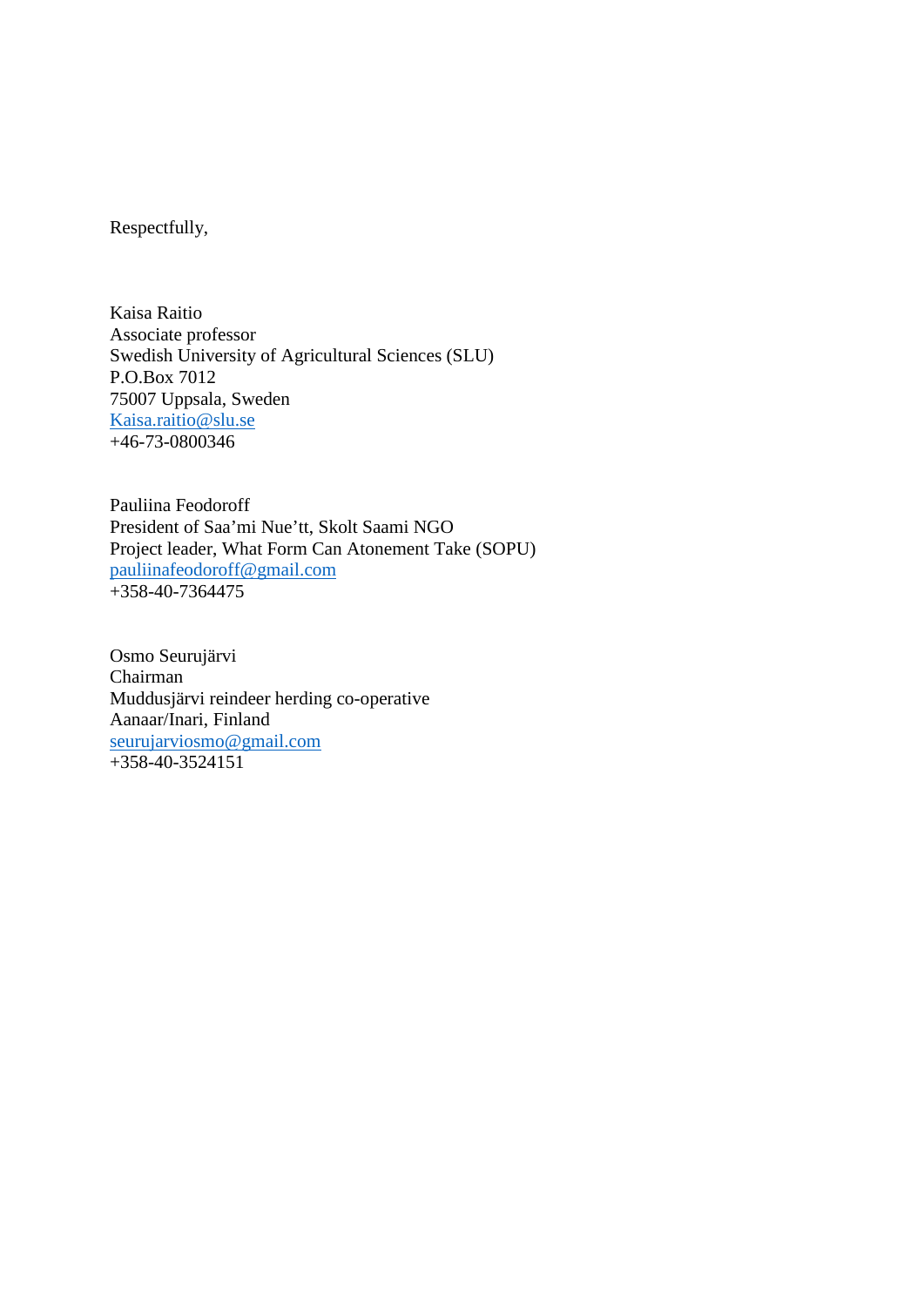Respectfully,

Kaisa Raitio
Associate professor
Swedish University of Agricultural Sciences (SLU)
P.O.Box 7012
75007 Uppsala, Sweden
Kaisa.raitio@slu.se
+46-73-0800346

Pauliina Feodoroff
President of Saa'mi Nue'tt, Skolt Saami NGO
Project leader, What Form Can Atonement Take (SOPU)
pauliinafeodoroff@gmail.com
+358-40-7364475

Osmo Seurujärvi
Chairman
Muddusjärvi reindeer herding co-operative
Aanaar/Inari, Finland
seurujarviosmo@gmail.com
+358-40-3524151